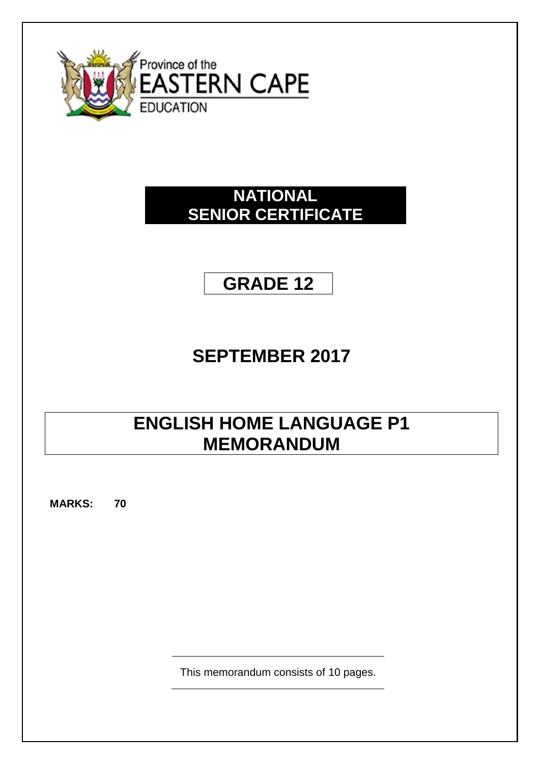Province of the
EASTERN CAPE
EDUCATION

# NATIONAL SENIOR CERTIFICATE

## GRADE 12

## SEPTEMBER 2017

## ENGLISH HOME LANGUAGE P1 MEMORANDUM

**MARKS: 70**

This memorandum consists of 10 pages.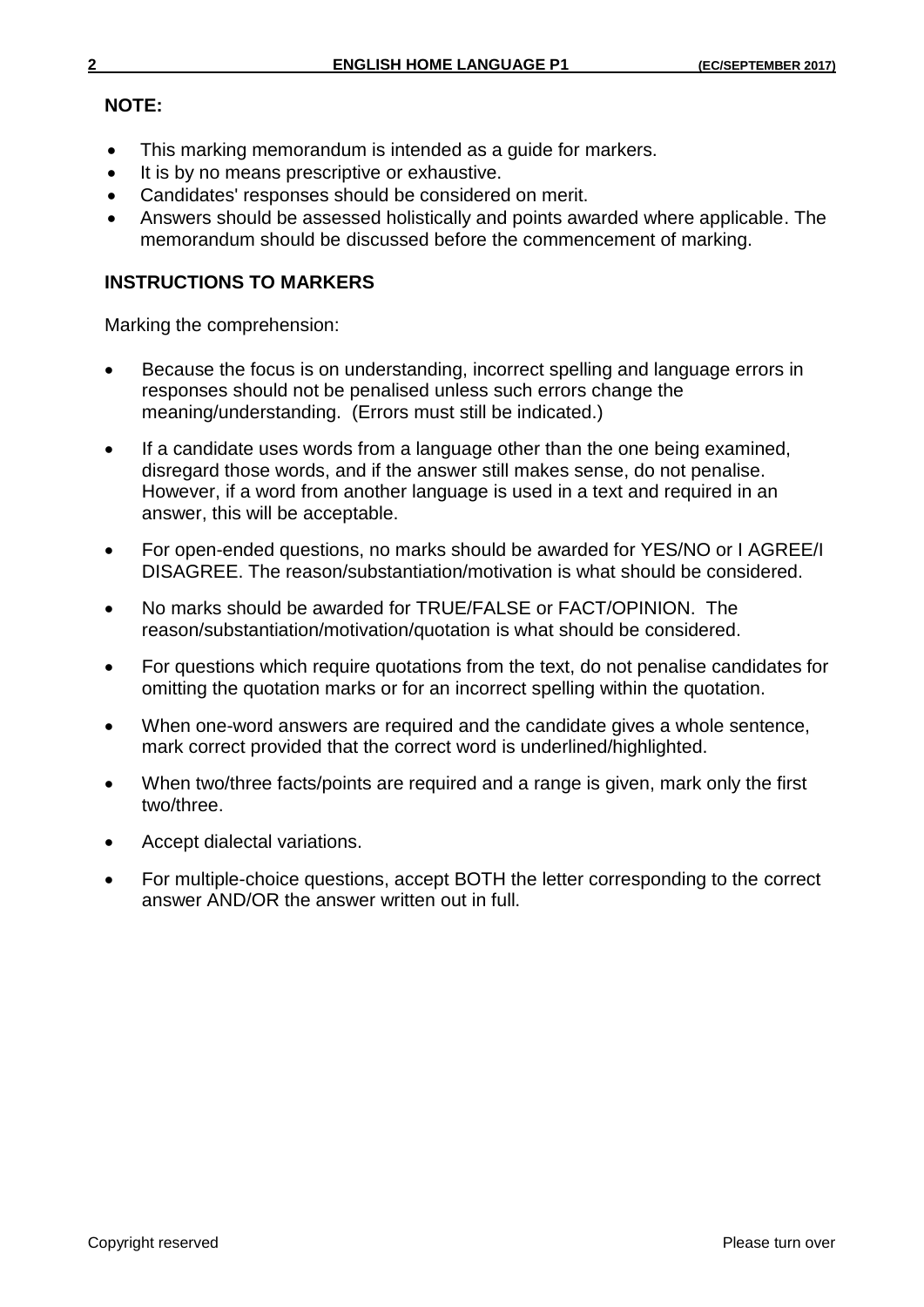**NOTE:**

- This marking memorandum is intended as a guide for markers.
- It is by no means prescriptive or exhaustive.
- Candidates' responses should be considered on merit.
- Answers should be assessed holistically and points awarded where applicable. The memorandum should be discussed before the commencement of marking.

**INSTRUCTIONS TO MARKERS**

Marking the comprehension:

- Because the focus is on understanding, incorrect spelling and language errors in responses should not be penalised unless such errors change the meaning/understanding. (Errors must still be indicated.)
- If a candidate uses words from a language other than the one being examined, disregard those words, and if the answer still makes sense, do not penalise. However, if a word from another language is used in a text and required in an answer, this will be acceptable.
- For open-ended questions, no marks should be awarded for YES/NO or I AGREE/I DISAGREE. The reason/substantiation/motivation is what should be considered.
- No marks should be awarded for TRUE/FALSE or FACT/OPINION. The reason/substantiation/motivation/quotation is what should be considered.
- For questions which require quotations from the text, do not penalise candidates for omitting the quotation marks or for an incorrect spelling within the quotation.
- When one-word answers are required and the candidate gives a whole sentence, mark correct provided that the correct word is underlined/highlighted.
- When two/three facts/points are required and a range is given, mark only the first two/three.
- Accept dialectal variations.
- For multiple-choice questions, accept BOTH the letter corresponding to the correct answer AND/OR the answer written out in full.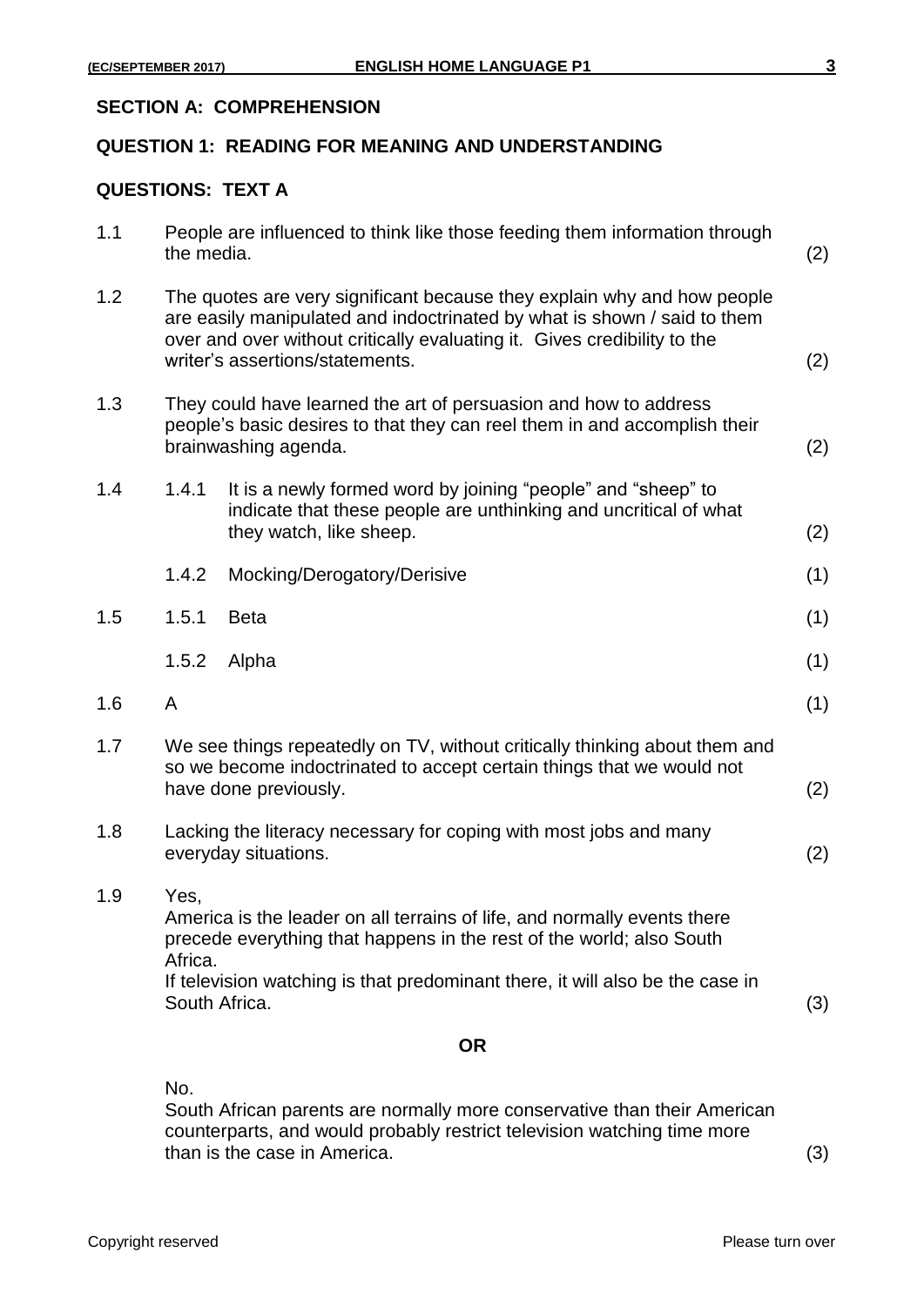## SECTION A: COMPREHENSION

## QUESTION 1: READING FOR MEANING AND UNDERSTANDING

### QUESTIONS: TEXT A

1.1 People are influenced to think like those feeding them information through the media. (2)

1.2 The quotes are very significant because they explain why and how people are easily manipulated and indoctrinated by what is shown / said to them over and over without critically evaluating it. Gives credibility to the writer's assertions/statements. (2)

1.3 They could have learned the art of persuasion and how to address people's basic desires to that they can reel them in and accomplish their brainwashing agenda. (2)

1.4 
- 1.4.1 It is a newly formed word by joining "people" and "sheep" to indicate that these people are unthinking and uncritical of what they watch, like sheep. (2)
- 1.4.2 Mocking/Derogatory/Derisive (1)

1.5 
- 1.5.1 Beta (1)
- 1.5.2 Alpha (1)

1.6 A (1)

1.7 We see things repeatedly on TV, without critically thinking about them and so we become indoctrinated to accept certain things that we would not have done previously. (2)

1.8 Lacking the literacy necessary for coping with most jobs and many everyday situations. (2)

1.9 Yes,
America is the leader on all terrains of life, and normally events there precede everything that happens in the rest of the world; also South Africa.
If television watching is that predominant there, it will also be the case in South Africa. (3)

**OR**

No.
South African parents are normally more conservative than their American counterparts, and would probably restrict television watching time more than is the case in America. (3)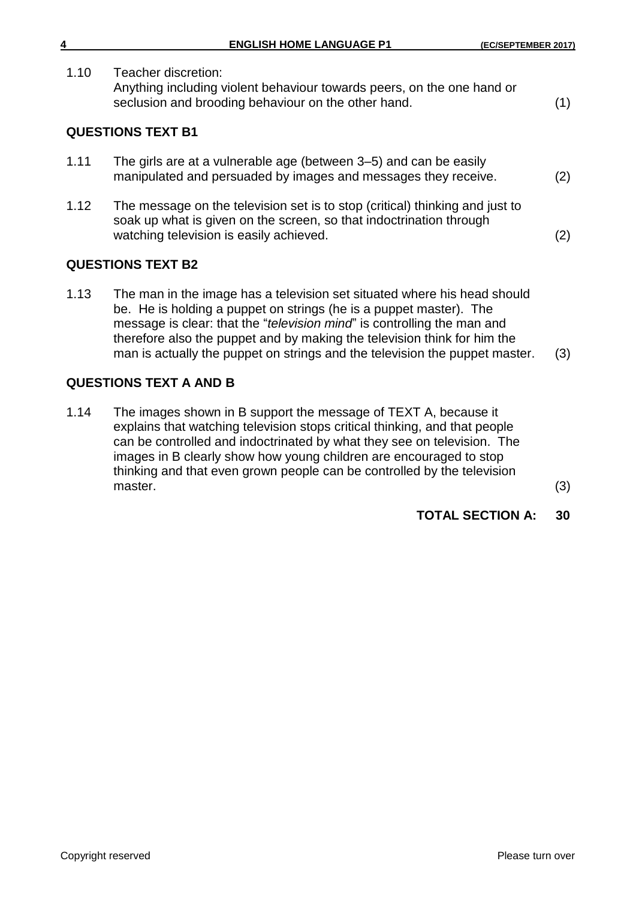1.10 Teacher discretion:
Anything including violent behaviour towards peers, on the one hand or seclusion and brooding behaviour on the other hand. (1)

**QUESTIONS TEXT B1**

1.11 The girls are at a vulnerable age (between 3–5) and can be easily manipulated and persuaded by images and messages they receive. (2)

1.12 The message on the television set is to stop (critical) thinking and just to soak up what is given on the screen, so that indoctrination through watching television is easily achieved. (2)

**QUESTIONS TEXT B2**

1.13 The man in the image has a television set situated where his head should be. He is holding a puppet on strings (he is a puppet master). The message is clear: that the "*television mind*" is controlling the man and therefore also the puppet and by making the television think for him the man is actually the puppet on strings and the television the puppet master. (3)

**QUESTIONS TEXT A AND B**

1.14 The images shown in B support the message of TEXT A, because it explains that watching television stops critical thinking, and that people can be controlled and indoctrinated by what they see on television. The images in B clearly show how young children are encouraged to stop thinking and that even grown people can be controlled by the television master. (3)

**TOTAL SECTION A: 30**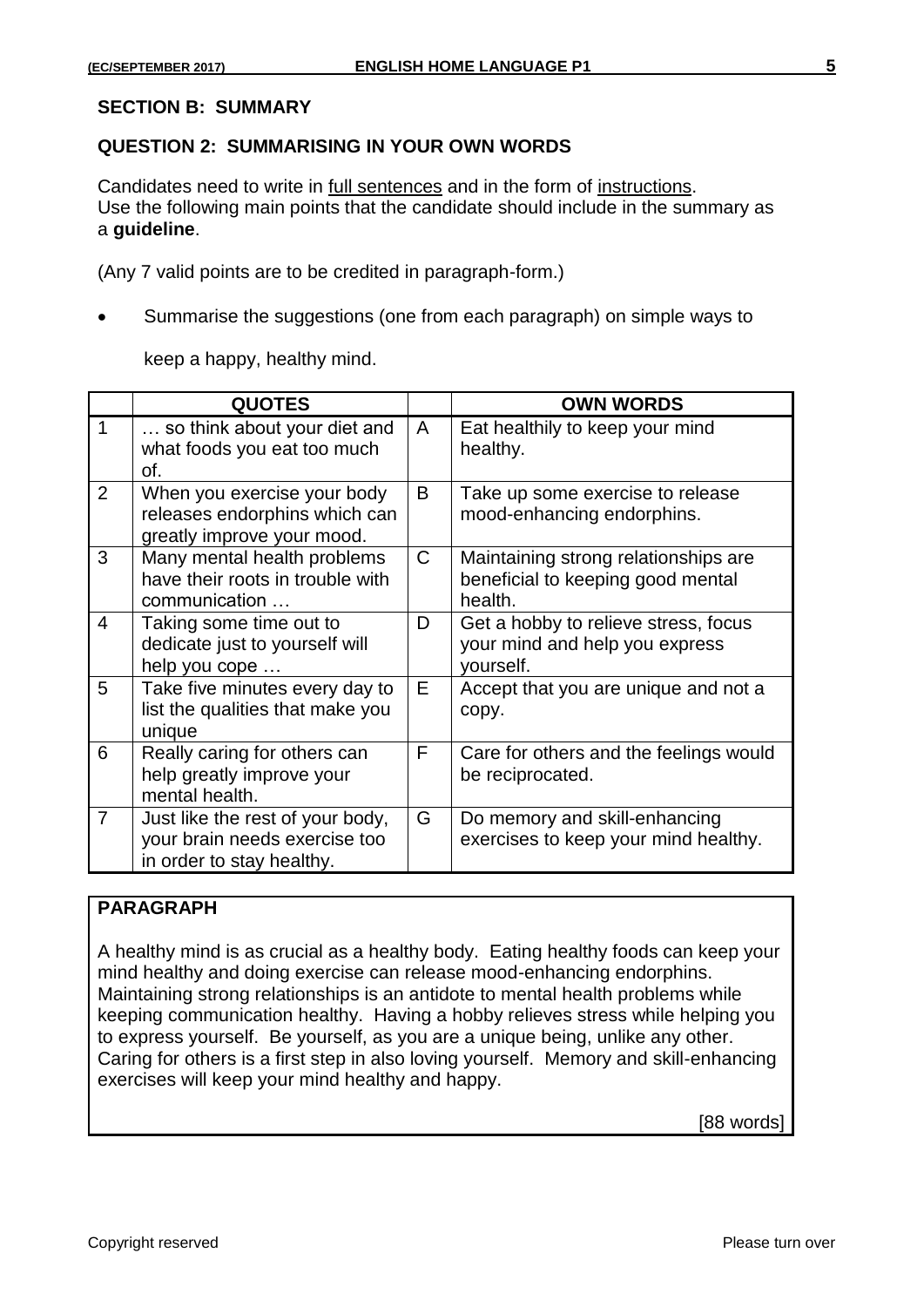## SECTION B: SUMMARY

### QUESTION 2: SUMMARISING IN YOUR OWN WORDS

Candidates need to write in <u>full sentences</u> and in the form of <u>instructions</u>. Use the following main points that the candidate should include in the summary as a **guideline**.

(Any 7 valid points are to be credited in paragraph-form.)

- Summarise the suggestions (one from each paragraph) on simple ways to keep a happy, healthy mind.

| | QUOTES | | OWN WORDS |
|---|---|---|---|
| 1 | … so think about your diet and what foods you eat too much of. | A | Eat healthily to keep your mind healthy. |
| 2 | When you exercise your body releases endorphins which can greatly improve your mood. | B | Take up some exercise to release mood-enhancing endorphins. |
| 3 | Many mental health problems have their roots in trouble with communication … | C | Maintaining strong relationships are beneficial to keeping good mental health. |
| 4 | Taking some time out to dedicate just to yourself will help you cope … | D | Get a hobby to relieve stress, focus your mind and help you express yourself. |
| 5 | Take five minutes every day to list the qualities that make you unique | E | Accept that you are unique and not a copy. |
| 6 | Really caring for others can help greatly improve your mental health. | F | Care for others and the feelings would be reciprocated. |
| 7 | Just like the rest of your body, your brain needs exercise too in order to stay healthy. | G | Do memory and skill-enhancing exercises to keep your mind healthy. |

**PARAGRAPH**

A healthy mind is as crucial as a healthy body. Eating healthy foods can keep your mind healthy and doing exercise can release mood-enhancing endorphins. Maintaining strong relationships is an antidote to mental health problems while keeping communication healthy. Having a hobby relieves stress while helping you to express yourself. Be yourself, as you are a unique being, unlike any other. Caring for others is a first step in also loving yourself. Memory and skill-enhancing exercises will keep your mind healthy and happy.

[88 words]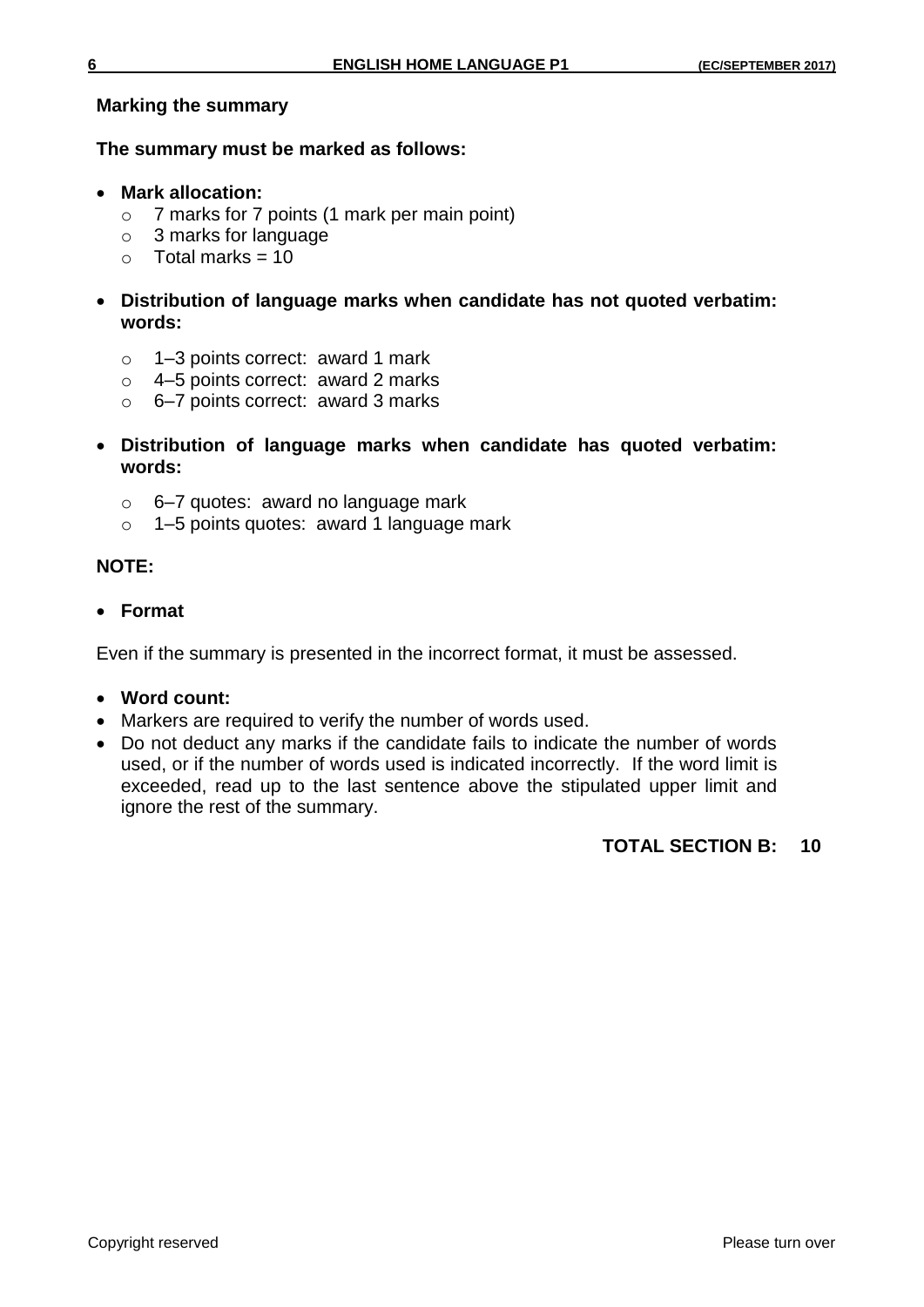**Marking the summary**

**The summary must be marked as follows:**

- **Mark allocation:**
  - 7 marks for 7 points (1 mark per main point)
  - 3 marks for language
  - Total marks = 10

- **Distribution of language marks when candidate has not quoted verbatim: words:**

  - 1–3 points correct: award 1 mark
  - 4–5 points correct: award 2 marks
  - 6–7 points correct: award 3 marks

- **Distribution of language marks when candidate has quoted verbatim: words:**

  - 6–7 quotes: award no language mark
  - 1–5 points quotes: award 1 language mark

**NOTE:**

- **Format**

Even if the summary is presented in the incorrect format, it must be assessed.

- **Word count:**
- Markers are required to verify the number of words used.
- Do not deduct any marks if the candidate fails to indicate the number of words used, or if the number of words used is indicated incorrectly. If the word limit is exceeded, read up to the last sentence above the stipulated upper limit and ignore the rest of the summary.

**TOTAL SECTION B: 10**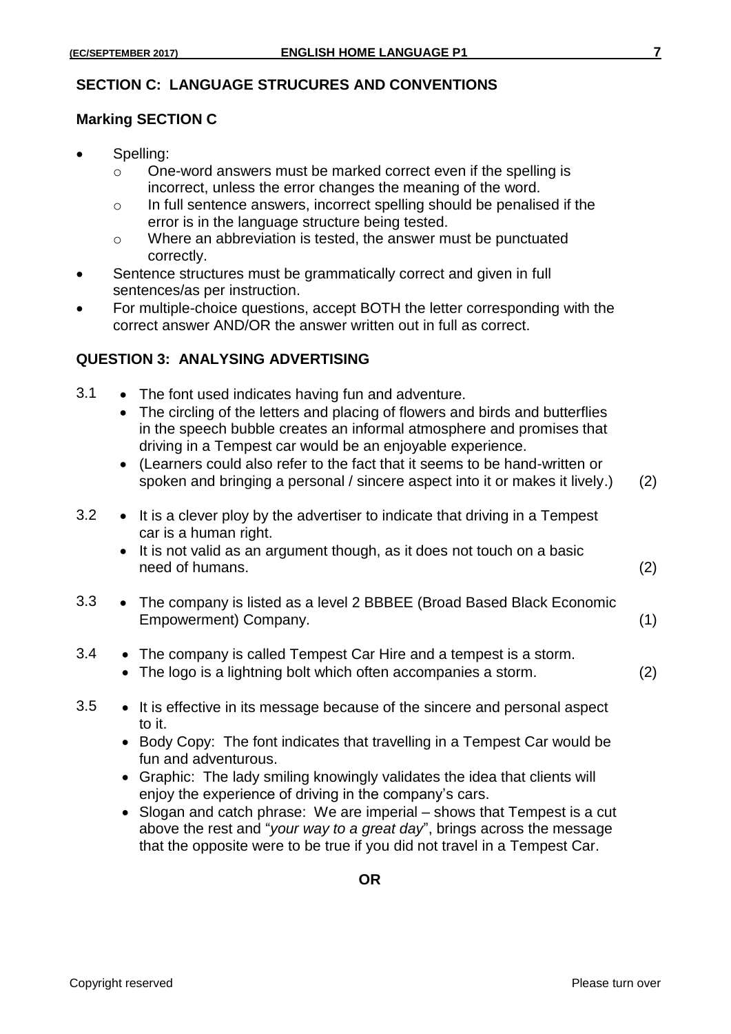## SECTION C: LANGUAGE STRUCURES AND CONVENTIONS

### Marking SECTION C

- Spelling:
  - One-word answers must be marked correct even if the spelling is incorrect, unless the error changes the meaning of the word.
  - In full sentence answers, incorrect spelling should be penalised if the error is in the language structure being tested.
  - Where an abbreviation is tested, the answer must be punctuated correctly.
- Sentence structures must be grammatically correct and given in full sentences/as per instruction.
- For multiple-choice questions, accept BOTH the letter corresponding with the correct answer AND/OR the answer written out in full as correct.

### QUESTION 3: ANALYSING ADVERTISING

3.1
- The font used indicates having fun and adventure.
- The circling of the letters and placing of flowers and birds and butterflies in the speech bubble creates an informal atmosphere and promises that driving in a Tempest car would be an enjoyable experience.
- (Learners could also refer to the fact that it seems to be hand-written or spoken and bringing a personal / sincere aspect into it or makes it lively.) (2)

3.2
- It is a clever ploy by the advertiser to indicate that driving in a Tempest car is a human right.
- It is not valid as an argument though, as it does not touch on a basic need of humans. (2)

3.3
- The company is listed as a level 2 BBBEE (Broad Based Black Economic Empowerment) Company. (1)

3.4
- The company is called Tempest Car Hire and a tempest is a storm.
- The logo is a lightning bolt which often accompanies a storm. (2)

3.5
- It is effective in its message because of the sincere and personal aspect to it.
- Body Copy: The font indicates that travelling in a Tempest Car would be fun and adventurous.
- Graphic: The lady smiling knowingly validates the idea that clients will enjoy the experience of driving in the company's cars.
- Slogan and catch phrase: We are imperial – shows that Tempest is a cut above the rest and "*your way to a great day*", brings across the message that the opposite were to be true if you did not travel in a Tempest Car.

**OR**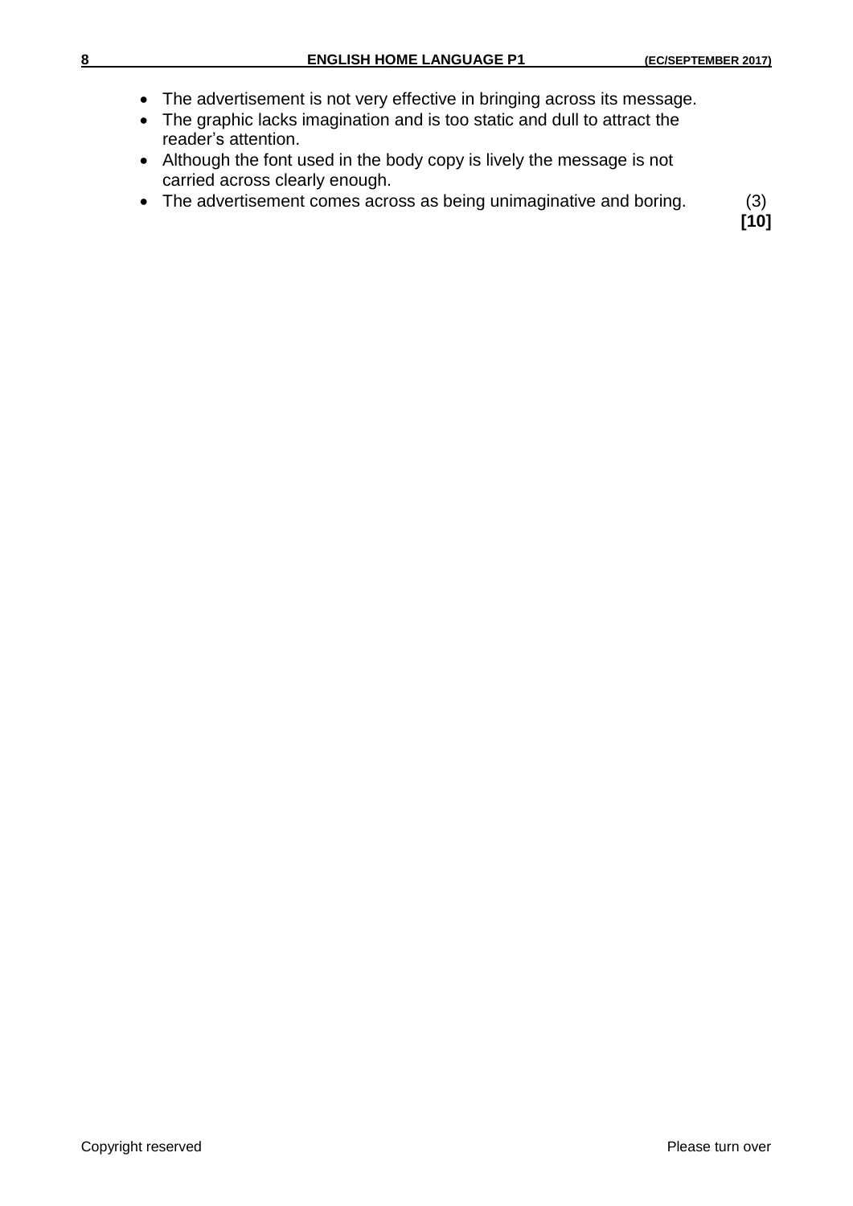- The advertisement is not very effective in bringing across its message.
- The graphic lacks imagination and is too static and dull to attract the reader's attention.
- Although the font used in the body copy is lively the message is not carried across clearly enough.
- The advertisement comes across as being unimaginative and boring. (3)

**[10]**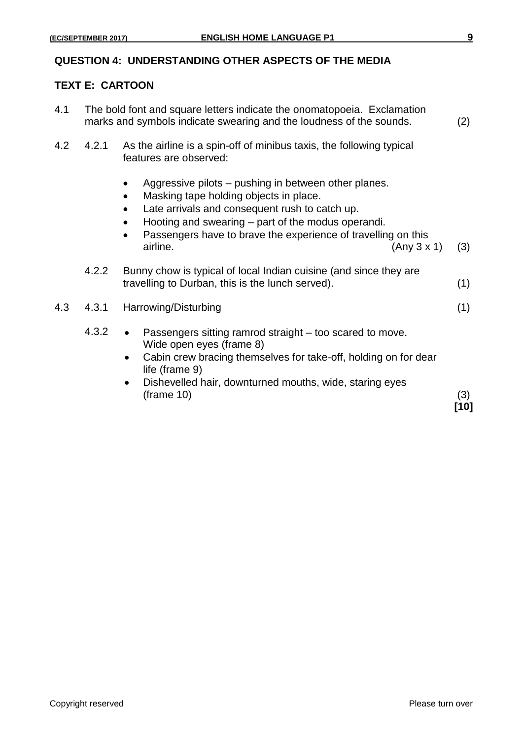## QUESTION 4: UNDERSTANDING OTHER ASPECTS OF THE MEDIA

### TEXT E: CARTOON

4.1 The bold font and square letters indicate the onomatopoeia. Exclamation marks and symbols indicate swearing and the loudness of the sounds. (2)

4.2

4.2.1 As the airline is a spin-off of minibus taxis, the following typical features are observed:

- Aggressive pilots – pushing in between other planes.
- Masking tape holding objects in place.
- Late arrivals and consequent rush to catch up.
- Hooting and swearing – part of the modus operandi.
- Passengers have to brave the experience of travelling on this airline. (Any 3 x 1) (3)

4.2.2 Bunny chow is typical of local Indian cuisine (and since they are travelling to Durban, this is the lunch served). (1)

4.3

4.3.1 Harrowing/Disturbing (1)

4.3.2

- Passengers sitting ramrod straight – too scared to move. Wide open eyes (frame 8)
- Cabin crew bracing themselves for take-off, holding on for dear life (frame 9)
- Dishevelled hair, downturned mouths, wide, staring eyes (frame 10) (3)

**[10]**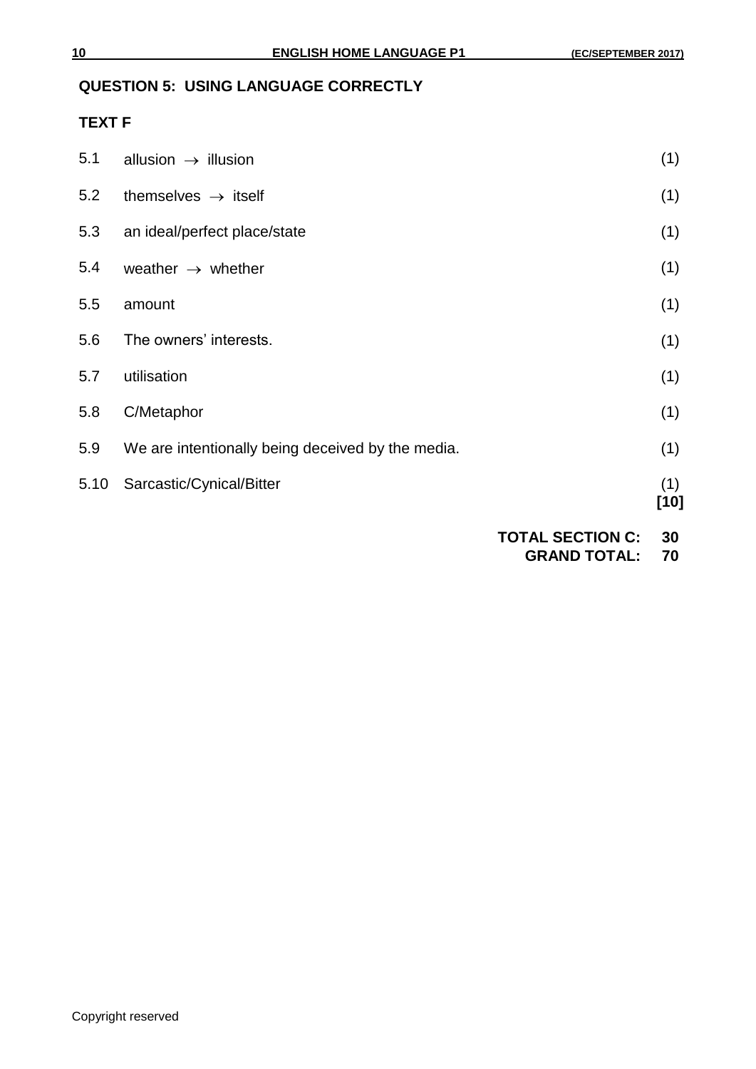## QUESTION 5: USING LANGUAGE CORRECTLY

### TEXT F

| | | |
|---|---|---|
| 5.1 | allusion → illusion | (1) |
| 5.2 | themselves → itself | (1) |
| 5.3 | an ideal/perfect place/state | (1) |
| 5.4 | weather → whether | (1) |
| 5.5 | amount | (1) |
| 5.6 | The owners' interests. | (1) |
| 5.7 | utilisation | (1) |
| 5.8 | C/Metaphor | (1) |
| 5.9 | We are intentionally being deceived by the media. | (1) |
| 5.10 | Sarcastic/Cynical/Bitter | (1) **[10]** |

**TOTAL SECTION C: 30**

**GRAND TOTAL: 70**